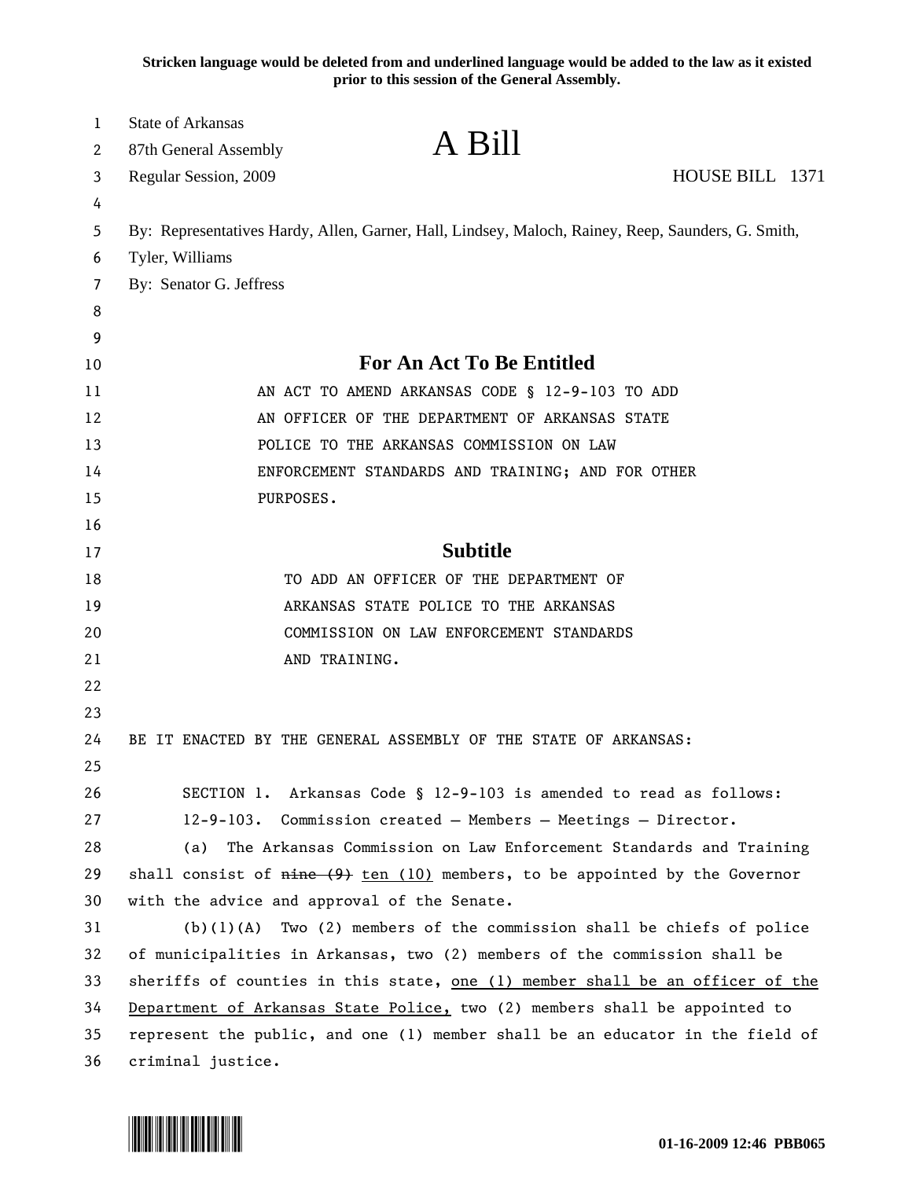**Stricken language would be deleted from and underlined language would be added to the law as it existed prior to this session of the General Assembly.**

State of Arkansas
87th General Assembly
Regular Session, 2009

# A Bill

HOUSE BILL 1371

By: Representatives Hardy, Allen, Garner, Hall, Lindsey, Maloch, Rainey, Reep, Saunders, G. Smith, Tyler, Williams

By: Senator G. Jeffress

## For An Act To Be Entitled

AN ACT TO AMEND ARKANSAS CODE § 12-9-103 TO ADD AN OFFICER OF THE DEPARTMENT OF ARKANSAS STATE POLICE TO THE ARKANSAS COMMISSION ON LAW ENFORCEMENT STANDARDS AND TRAINING; AND FOR OTHER PURPOSES.

## Subtitle

TO ADD AN OFFICER OF THE DEPARTMENT OF ARKANSAS STATE POLICE TO THE ARKANSAS COMMISSION ON LAW ENFORCEMENT STANDARDS AND TRAINING.

BE IT ENACTED BY THE GENERAL ASSEMBLY OF THE STATE OF ARKANSAS:

SECTION 1. Arkansas Code § 12-9-103 is amended to read as follows:

12-9-103. Commission created — Members — Meetings — Director.

(a) The Arkansas Commission on Law Enforcement Standards and Training shall consist of ~~nine (9)~~ <u>ten (10)</u> members, to be appointed by the Governor with the advice and approval of the Senate.

(b)(1)(A) Two (2) members of the commission shall be chiefs of police of municipalities in Arkansas, two (2) members of the commission shall be sheriffs of counties in this state, <u>one (1) member shall be an officer of the Department of Arkansas State Police,</u> two (2) members shall be appointed to represent the public, and one (1) member shall be an educator in the field of criminal justice.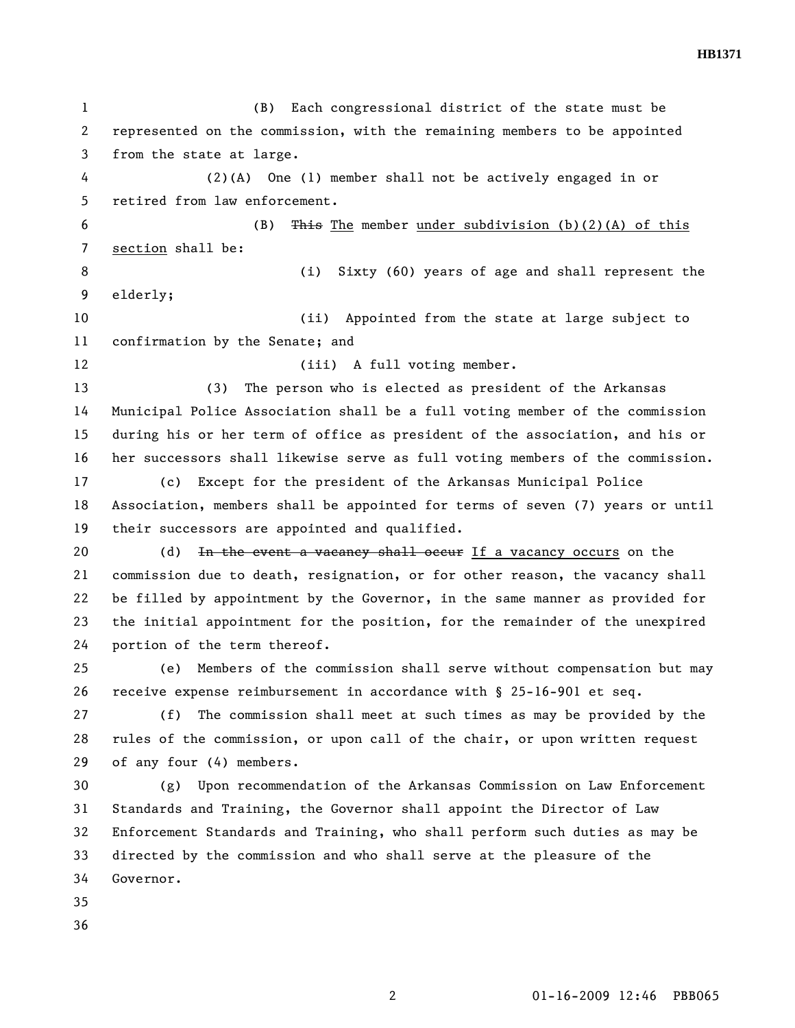(B) Each congressional district of the state must be represented on the commission, with the remaining members to be appointed from the state at large.

(2)(A) One (1) member shall not be actively engaged in or retired from law enforcement.

(B) ~~This~~ The member under subdivision (b)(2)(A) of this section shall be:

(i) Sixty (60) years of age and shall represent the elderly;

(ii) Appointed from the state at large subject to confirmation by the Senate; and

(iii) A full voting member.

(3) The person who is elected as president of the Arkansas Municipal Police Association shall be a full voting member of the commission during his or her term of office as president of the association, and his or her successors shall likewise serve as full voting members of the commission.

(c) Except for the president of the Arkansas Municipal Police Association, members shall be appointed for terms of seven (7) years or until their successors are appointed and qualified.

(d) ~~In the event a vacancy shall occur~~ If a vacancy occurs on the commission due to death, resignation, or for other reason, the vacancy shall be filled by appointment by the Governor, in the same manner as provided for the initial appointment for the position, for the remainder of the unexpired portion of the term thereof.

(e) Members of the commission shall serve without compensation but may receive expense reimbursement in accordance with § 25-16-901 et seq.

(f) The commission shall meet at such times as may be provided by the rules of the commission, or upon call of the chair, or upon written request of any four (4) members.

(g) Upon recommendation of the Arkansas Commission on Law Enforcement Standards and Training, the Governor shall appoint the Director of Law Enforcement Standards and Training, who shall perform such duties as may be directed by the commission and who shall serve at the pleasure of the Governor.